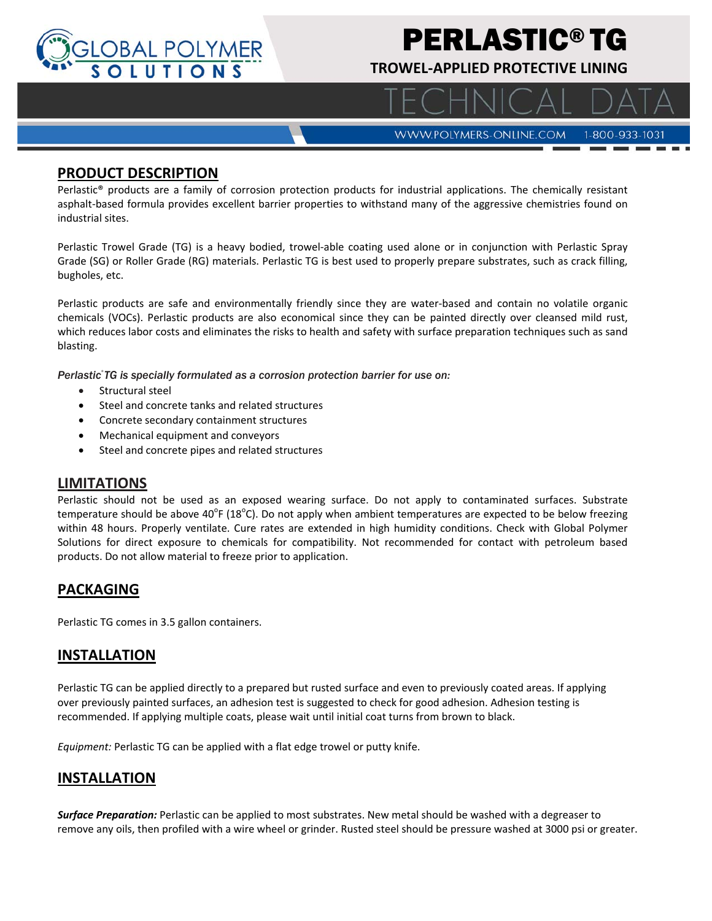# PERLASTIC® TG

**TROWEL-APPLIED PROTECTIVE LINING**

TECHNICAL DATA

WWW.POLYMERS-ONLINE.COM 1-800-933-1031

## PRODUCT DESCRIPTION

Perlastic® products are a family of corrosion protection products for industrial applications. The chemically resistant asphalt-based formula provides excellent barrier properties to withstand many of the aggressive chemistries found on industrial sites.

Perlastic Trowel Grade (TG) is a heavy bodied, trowel-able coating used alone or in conjunction with Perlastic Spray Grade (SG) or Roller Grade (RG) materials. Perlastic TG is best used to properly prepare substrates, such as crack filling, bugholes, etc.

Perlastic products are safe and environmentally friendly since they are water-based and contain no volatile organic chemicals (VOCs). Perlastic products are also economical since they can be painted directly over cleansed mild rust, which reduces labor costs and eliminates the risks to health and safety with surface preparation techniques such as sand blasting.

*Perlastic® TG is specially formulated as a corrosion protection barrier for use on:*

- Structural steel
- Steel and concrete tanks and related structures
- Concrete secondary containment structures
- Mechanical equipment and conveyors
- Steel and concrete pipes and related structures

## LIMITATIONS

Perlastic should not be used as an exposed wearing surface. Do not apply to contaminated surfaces. Substrate temperature should be above 40°F (18°C). Do not apply when ambient temperatures are expected to be below freezing within 48 hours. Properly ventilate. Cure rates are extended in high humidity conditions. Check with Global Polymer Solutions for direct exposure to chemicals for compatibility. Not recommended for contact with petroleum based products. Do not allow material to freeze prior to application.

## PACKAGING

Perlastic TG comes in 3.5 gallon containers.

## INSTALLATION

Perlastic TG can be applied directly to a prepared but rusted surface and even to previously coated areas. If applying over previously painted surfaces, an adhesion test is suggested to check for good adhesion. Adhesion testing is recommended. If applying multiple coats, please wait until initial coat turns from brown to black.

*Equipment:* Perlastic TG can be applied with a flat edge trowel or putty knife.

## INSTALLATION

***Surface Preparation:*** Perlastic can be applied to most substrates. New metal should be washed with a degreaser to remove any oils, then profiled with a wire wheel or grinder. Rusted steel should be pressure washed at 3000 psi or greater.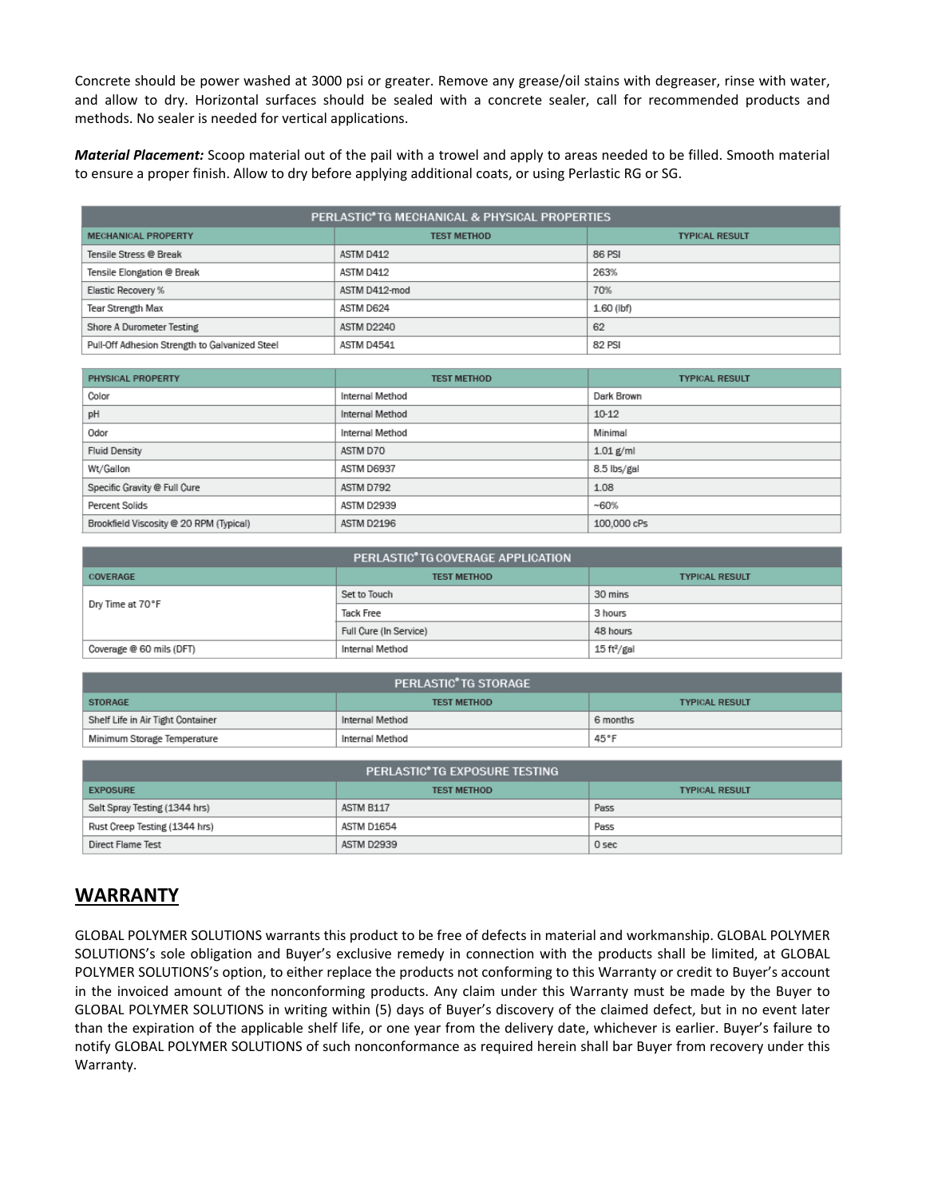Concrete should be power washed at 3000 psi or greater. Remove any grease/oil stains with degreaser, rinse with water, and allow to dry. Horizontal surfaces should be sealed with a concrete sealer, call for recommended products and methods. No sealer is needed for vertical applications.

***Material Placement:*** Scoop material out of the pail with a trowel and apply to areas needed to be filled. Smooth material to ensure a proper finish. Allow to dry before applying additional coats, or using Perlastic RG or SG.

| PERLASTIC® TG MECHANICAL & PHYSICAL PROPERTIES | | |
|---|---|---|
| MECHANICAL PROPERTY | TEST METHOD | TYPICAL RESULT |
| Tensile Stress @ Break | ASTM D412 | 86 PSI |
| Tensile Elongation @ Break | ASTM D412 | 263% |
| Elastic Recovery % | ASTM D412-mod | 70% |
| Tear Strength Max | ASTM D624 | 1.60 (lbf) |
| Shore A Durometer Testing | ASTM D2240 | 62 |
| Pull-Off Adhesion Strength to Galvanized Steel | ASTM D4541 | 82 PSI |

| PHYSICAL PROPERTY | TEST METHOD | TYPICAL RESULT |
|---|---|---|
| Color | Internal Method | Dark Brown |
| pH | Internal Method | 10-12 |
| Odor | Internal Method | Minimal |
| Fluid Density | ASTM D70 | 1.01 g/ml |
| Wt/Gallon | ASTM D6937 | 8.5 lbs/gal |
| Specific Gravity @ Full Cure | ASTM D792 | 1.08 |
| Percent Solids | ASTM D2939 | ~60% |
| Brookfield Viscosity @ 20 RPM (Typical) | ASTM D2196 | 100,000 cPs |

| PERLASTIC® TG COVERAGE APPLICATION | | |
|---|---|---|
| COVERAGE | TEST METHOD | TYPICAL RESULT |
| Dry Time at 70°F | Set to Touch | 30 mins |
| | Tack Free | 3 hours |
| | Full Cure (In Service) | 48 hours |
| Coverage @ 60 mils (DFT) | Internal Method | 15 ft²/gal |

| PERLASTIC® TG STORAGE | | |
|---|---|---|
| STORAGE | TEST METHOD | TYPICAL RESULT |
| Shelf Life in Air Tight Container | Internal Method | 6 months |
| Minimum Storage Temperature | Internal Method | 45°F |

| PERLASTIC® TG EXPOSURE TESTING | | |
|---|---|---|
| EXPOSURE | TEST METHOD | TYPICAL RESULT |
| Salt Spray Testing (1344 hrs) | ASTM B117 | Pass |
| Rust Creep Testing (1344 hrs) | ASTM D1654 | Pass |
| Direct Flame Test | ASTM D2939 | 0 sec |

## WARRANTY

GLOBAL POLYMER SOLUTIONS warrants this product to be free of defects in material and workmanship. GLOBAL POLYMER SOLUTIONS's sole obligation and Buyer's exclusive remedy in connection with the products shall be limited, at GLOBAL POLYMER SOLUTIONS's option, to either replace the products not conforming to this Warranty or credit to Buyer's account in the invoiced amount of the nonconforming products. Any claim under this Warranty must be made by the Buyer to GLOBAL POLYMER SOLUTIONS in writing within (5) days of Buyer's discovery of the claimed defect, but in no event later than the expiration of the applicable shelf life, or one year from the delivery date, whichever is earlier. Buyer's failure to notify GLOBAL POLYMER SOLUTIONS of such nonconformance as required herein shall bar Buyer from recovery under this Warranty.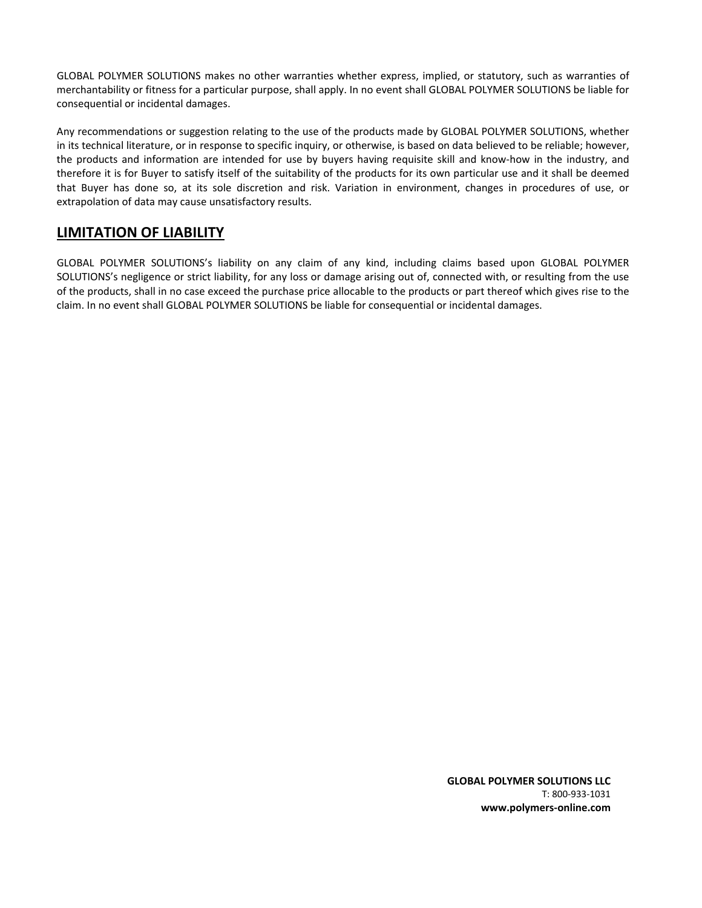GLOBAL POLYMER SOLUTIONS makes no other warranties whether express, implied, or statutory, such as warranties of merchantability or fitness for a particular purpose, shall apply. In no event shall GLOBAL POLYMER SOLUTIONS be liable for consequential or incidental damages.

Any recommendations or suggestion relating to the use of the products made by GLOBAL POLYMER SOLUTIONS, whether in its technical literature, or in response to specific inquiry, or otherwise, is based on data believed to be reliable; however, the products and information are intended for use by buyers having requisite skill and know-how in the industry, and therefore it is for Buyer to satisfy itself of the suitability of the products for its own particular use and it shall be deemed that Buyer has done so, at its sole discretion and risk. Variation in environment, changes in procedures of use, or extrapolation of data may cause unsatisfactory results.

## LIMITATION OF LIABILITY

GLOBAL POLYMER SOLUTIONS's liability on any claim of any kind, including claims based upon GLOBAL POLYMER SOLUTIONS's negligence or strict liability, for any loss or damage arising out of, connected with, or resulting from the use of the products, shall in no case exceed the purchase price allocable to the products or part thereof which gives rise to the claim. In no event shall GLOBAL POLYMER SOLUTIONS be liable for consequential or incidental damages.

**GLOBAL POLYMER SOLUTIONS LLC**
T: 800-933-1031
**www.polymers-online.com**